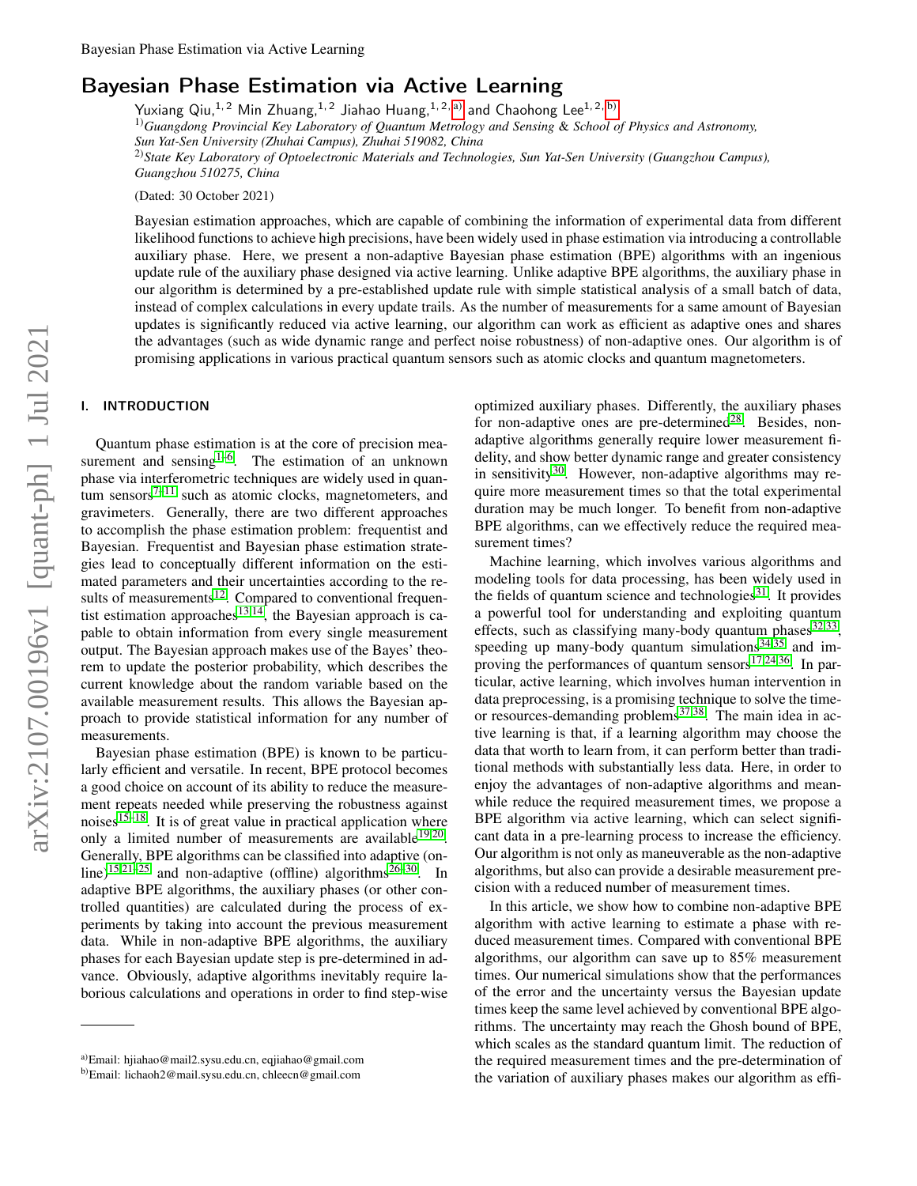# Bayesian Phase Estimation via Active Learning

Yuxiang Qiu,[1,2] Min Zhuang,[1,2] Jiahao Huang,[1,2,a)] and Chaohong Lee[1,2,b)]

[1)] *Guangdong Provincial Key Laboratory of Quantum Metrology and Sensing & School of Physics and Astronomy, Sun Yat-Sen University (Zhuhai Campus), Zhuhai 519082, China*

[2)] *State Key Laboratory of Optoelectronic Materials and Technologies, Sun Yat-Sen University (Guangzhou Campus), Guangzhou 510275, China*

(Dated: 30 October 2021)

Bayesian estimation approaches, which are capable of combining the information of experimental data from different likelihood functions to achieve high precisions, have been widely used in phase estimation via introducing a controllable auxiliary phase. Here, we present a non-adaptive Bayesian phase estimation (BPE) algorithms with an ingenious update rule of the auxiliary phase designed via active learning. Unlike adaptive BPE algorithms, the auxiliary phase in our algorithm is determined by a pre-established update rule with simple statistical analysis of a small batch of data, instead of complex calculations in every update trails. As the number of measurements for a same amount of Bayesian updates is significantly reduced via active learning, our algorithm can work as efficient as adaptive ones and shares the advantages (such as wide dynamic range and perfect noise robustness) of non-adaptive ones. Our algorithm is of promising applications in various practical quantum sensors such as atomic clocks and quantum magnetometers.

## I. INTRODUCTION

Quantum phase estimation is at the core of precision measurement and sensing[1–6]. The estimation of an unknown phase via interferometric techniques are widely used in quantum sensors[7–11] such as atomic clocks, magnetometers, and gravimeters. Generally, there are two different approaches to accomplish the phase estimation problem: frequentist and Bayesian. Frequentist and Bayesian phase estimation strategies lead to conceptually different information on the estimated parameters and their uncertainties according to the results of measurements[12]. Compared to conventional frequentist estimation approaches[13,14], the Bayesian approach is capable to obtain information from every single measurement output. The Bayesian approach makes use of the Bayes' theorem to update the posterior probability, which describes the current knowledge about the random variable based on the available measurement results. This allows the Bayesian approach to provide statistical information for any number of measurements.

Bayesian phase estimation (BPE) is known to be particularly efficient and versatile. In recent, BPE protocol becomes a good choice on account of its ability to reduce the measurement repeats needed while preserving the robustness against noises[15–18]. It is of great value in practical application where only a limited number of measurements are available[19,20]. Generally, BPE algorithms can be classified into adaptive (online)[15,21–25] and non-adaptive (offline) algorithms[26–30]. In adaptive BPE algorithms, the auxiliary phases (or other controlled quantities) are calculated during the process of experiments by taking into account the previous measurement data. While in non-adaptive BPE algorithms, the auxiliary phases for each Bayesian update step is pre-determined in advance. Obviously, adaptive algorithms inevitably require laborious calculations and operations in order to find step-wise optimized auxiliary phases. Differently, the auxiliary phases for non-adaptive ones are pre-determined[28]. Besides, non-adaptive algorithms generally require lower measurement fidelity, and show better dynamic range and greater consistency in sensitivity[30]. However, non-adaptive algorithms may require more measurement times so that the total experimental duration may be much longer. To benefit from non-adaptive BPE algorithms, can we effectively reduce the required measurement times?

Machine learning, which involves various algorithms and modeling tools for data processing, has been widely used in the fields of quantum science and technologies[31]. It provides a powerful tool for understanding and exploiting quantum effects, such as classifying many-body quantum phases[32,33], speeding up many-body quantum simulations[34,35] and improving the performances of quantum sensors[17,24,36]. In particular, active learning, which involves human intervention in data preprocessing, is a promising technique to solve the time- or resources-demanding problems[37,38]. The main idea in active learning is that, if a learning algorithm may choose the data that worth to learn from, it can perform better than traditional methods with substantially less data. Here, in order to enjoy the advantages of non-adaptive algorithms and meanwhile reduce the required measurement times, we propose a BPE algorithm via active learning, which can select significant data in a pre-learning process to increase the efficiency. Our algorithm is not only as maneuverable as the non-adaptive algorithms, but also can provide a desirable measurement precision with a reduced number of measurement times.

In this article, we show how to combine non-adaptive BPE algorithm with active learning to estimate a phase with reduced measurement times. Compared with conventional BPE algorithms, our algorithm can save up to 85% measurement times. Our numerical simulations show that the performances of the error and the uncertainty versus the Bayesian update times keep the same level achieved by conventional BPE algorithms. The uncertainty may reach the Ghosh bound of BPE, which scales as the standard quantum limit. The reduction of the required measurement times and the pre-determination of the variation of auxiliary phases makes our algorithm as effi-

a)Email: hjiahao@mail2.sysu.edu.cn, eqjiahao@gmail.com
b)Email: lichaoh2@mail.sysu.edu.cn, chleecn@gmail.com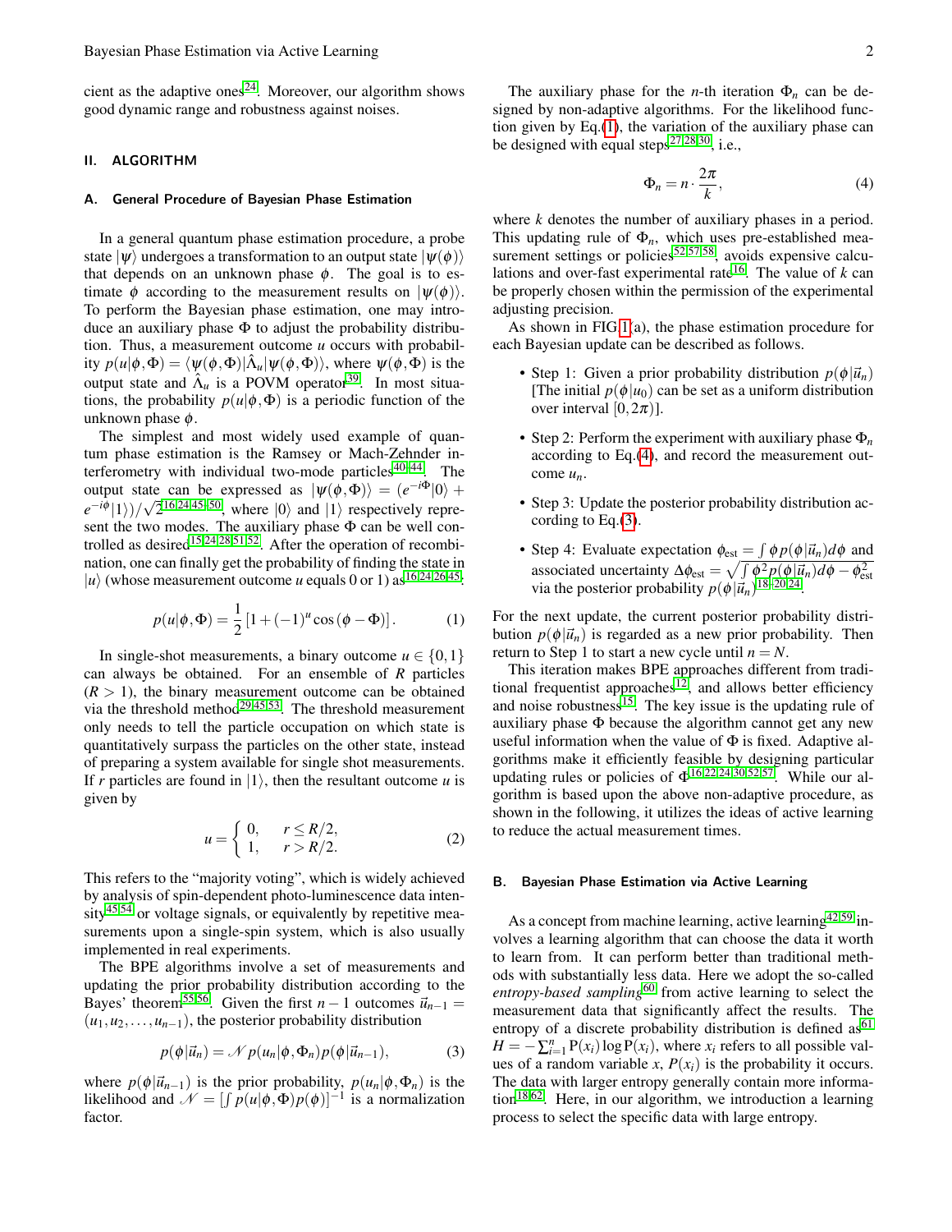cient as the adaptive ones[24]. Moreover, our algorithm shows good dynamic range and robustness against noises.

## II. ALGORITHM

### A. General Procedure of Bayesian Phase Estimation

In a general quantum phase estimation procedure, a probe state $|\psi\rangle$ undergoes a transformation to an output state $|\psi(\phi)\rangle$ that depends on an unknown phase $\phi$. The goal is to estimate $\phi$ according to the measurement results on $|\psi(\phi)\rangle$. To perform the Bayesian phase estimation, one may introduce an auxiliary phase $\Phi$ to adjust the probability distribution. Thus, a measurement outcome $u$ occurs with probability $p(u|\phi,\Phi) = \langle\psi(\phi,\Phi)|\hat{\Lambda}_u|\psi(\phi,\Phi)\rangle$, where $\psi(\phi,\Phi)$ is the output state and $\hat{\Lambda}_u$ is a POVM operator[39]. In most situations, the probability $p(u|\phi,\Phi)$ is a periodic function of the unknown phase $\phi$.

The simplest and most widely used example of quantum phase estimation is the Ramsey or Mach-Zehnder interferometry with individual two-mode particles[40–44]. The output state can be expressed as $|\psi(\phi,\Phi)\rangle = (e^{-i\Phi}|0\rangle + e^{-i\phi}|1\rangle)/\sqrt{2}$[16,24,45–50], where $|0\rangle$ and $|1\rangle$ respectively represent the two modes. The auxiliary phase $\Phi$ can be well controlled as desired[15,24,28,51,52]. After the operation of recombination, one can finally get the probability of finding the state in $|u\rangle$ (whose measurement outcome $u$ equals 0 or 1) as[16,24,26,45]:

$$p(u|\phi,\Phi) = \frac{1}{2}\left[1 + (-1)^u \cos(\phi - \Phi)\right]. \tag{1}$$

In single-shot measurements, a binary outcome $u \in \{0,1\}$ can always be obtained. For an ensemble of $R$ particles ($R > 1$), the binary measurement outcome can be obtained via the threshold method[29,45,53]. The threshold measurement only needs to tell the particle occupation on which state is quantitatively surpass the particles on the other state, instead of preparing a system available for single shot measurements. If $r$ particles are found in $|1\rangle$, then the resultant outcome $u$ is given by

$$u = \begin{cases} 0, & r \le R/2, \\ 1, & r > R/2. \end{cases} \tag{2}$$

This refers to the "majority voting", which is widely achieved by analysis of spin-dependent photo-luminescence data intensity[45,54] or voltage signals, or equivalently by repetitive measurements upon a single-spin system, which is also usually implemented in real experiments.

The BPE algorithms involve a set of measurements and updating the prior probability distribution according to the Bayes' theorem[55,56]. Given the first $n-1$ outcomes $\vec{u}_{n-1} = (u_1, u_2, \ldots, u_{n-1})$, the posterior probability distribution

$$p(\phi|\vec{u}_n) = \mathscr{N} p(u_n|\phi,\Phi_n) p(\phi|\vec{u}_{n-1}), \tag{3}$$

where $p(\phi|\vec{u}_{n-1})$ is the prior probability, $p(u_n|\phi,\Phi_n)$ is the likelihood and $\mathscr{N} = [\int p(u|\phi,\Phi)p(\phi)]^{-1}$ is a normalization factor.

The auxiliary phase for the $n$-th iteration $\Phi_n$ can be designed by non-adaptive algorithms. For the likelihood function given by Eq.(1), the variation of the auxiliary phase can be designed with equal steps[27,28,30], i.e.,

$$\Phi_n = n \cdot \frac{2\pi}{k}, \tag{4}$$

where $k$ denotes the number of auxiliary phases in a period. This updating rule of $\Phi_n$, which uses pre-established measurement settings or policies[52,57,58], avoids expensive calculations and over-fast experimental rate[16]. The value of $k$ can be properly chosen within the permission of the experimental adjusting precision.

As shown in FIG 1(a), the phase estimation procedure for each Bayesian update can be described as follows.

- Step 1: Given a prior probability distribution $p(\phi|\vec{u}_n)$ [The initial $p(\phi|u_0)$ can be set as a uniform distribution over interval $[0,2\pi)$].
- Step 2: Perform the experiment with auxiliary phase $\Phi_n$ according to Eq.(4), and record the measurement outcome $u_n$.
- Step 3: Update the posterior probability distribution according to Eq.(3).
- Step 4: Evaluate expectation $\phi_{\text{est}} = \int \phi p(\phi|\vec{u}_n) d\phi$ and associated uncertainty $\Delta\phi_{\text{est}} = \sqrt{\int \phi^2 p(\phi|\vec{u}_n) d\phi - \phi_{\text{est}}^2}$ via the posterior probability $p(\phi|\vec{u}_n)$[18–20,24].

For the next update, the current posterior probability distribution $p(\phi|\vec{u}_n)$ is regarded as a new prior probability. Then return to Step 1 to start a new cycle until $n = N$.

This iteration makes BPE approaches different from traditional frequentist approaches[12], and allows better efficiency and noise robustness[15]. The key issue is the updating rule of auxiliary phase $\Phi$ because the algorithm cannot get any new useful information when the value of $\Phi$ is fixed. Adaptive algorithms make it efficiently feasible by designing particular updating rules or policies of $\Phi$[16,22,24,30,52,57]. While our algorithm is based upon the above non-adaptive procedure, as shown in the following, it utilizes the ideas of active learning to reduce the actual measurement times.

### B. Bayesian Phase Estimation via Active Learning

As a concept from machine learning, active learning[42,59] involves a learning algorithm that can choose the data it worth to learn from. It can perform better than traditional methods with substantially less data. Here we adopt the so-called *entropy-based sampling*[60] from active learning to select the measurement data that significantly affect the results. The entropy of a discrete probability distribution is defined as[61] $H = -\sum_{i=1}^{n} \mathrm{P}(x_i)\log \mathrm{P}(x_i)$, where $x_i$ refers to all possible values of a random variable $x$, $P(x_i)$ is the probability it occurs. The data with larger entropy generally contain more information[18,62]. Here, in our algorithm, we introduction a learning process to select the specific data with large entropy.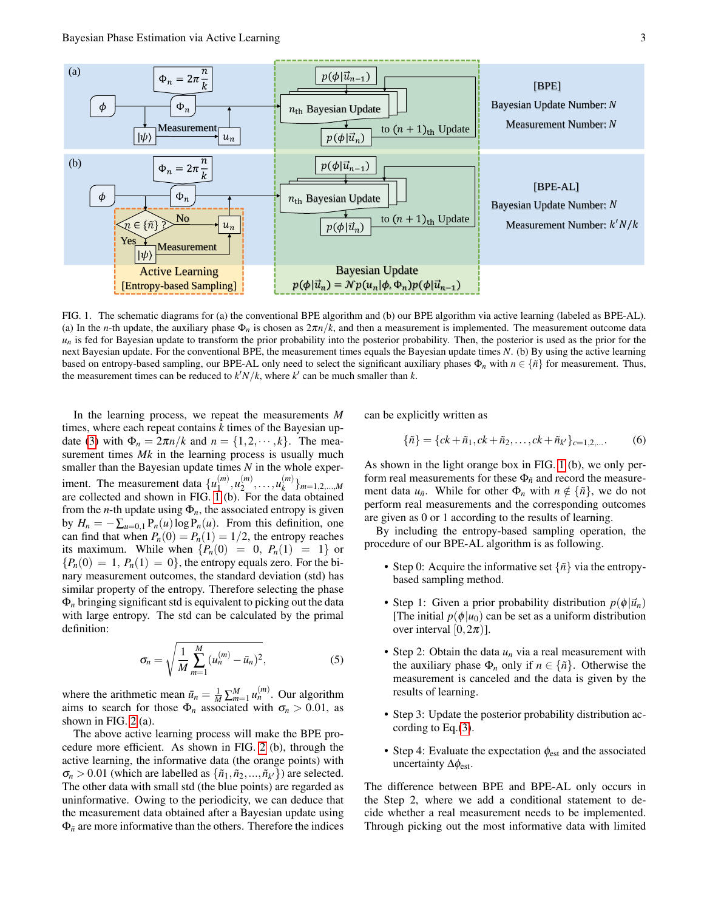FIG. 1. The schematic diagrams for (a) the conventional BPE algorithm and (b) our BPE algorithm via active learning (labeled as BPE-AL). (a) In the $n$-th update, the auxiliary phase $\Phi_n$ is chosen as $2\pi n/k$, and then a measurement is implemented. The measurement outcome data $u_n$ is fed for Bayesian update to transform the prior probability into the posterior probability. Then, the posterior is used as the prior for the next Bayesian update. For the conventional BPE, the measurement times equals the Bayesian update times $N$. (b) By using the active learning based on entropy-based sampling, our BPE-AL only need to select the significant auxiliary phases $\Phi_n$ with $n \in \{\tilde{n}\}$ for measurement. Thus, the measurement times can be reduced to $k'N/k$, where $k'$ can be much smaller than $k$.

In the learning process, we repeat the measurements $M$ times, where each repeat contains $k$ times of the Bayesian update (3) with $\Phi_n = 2\pi n/k$ and $n = \{1, 2, \cdots, k\}$. The measurement times $Mk$ in the learning process is usually much smaller than the Bayesian update times $N$ in the whole experiment. The measurement data $\{u_1^{(m)}, u_2^{(m)}, \ldots, u_k^{(m)}\}_{m=1,2,\ldots,M}$ are collected and shown in FIG. 1 (b). For the data obtained from the $n$-th update using $\Phi_n$, the associated entropy is given by $H_n = -\sum_{u=0,1} \mathrm{P}_n(u) \log \mathrm{P}_n(u)$. From this definition, one can find that when $P_n(0) = P_n(1) = 1/2$, the entropy reaches its maximum. While when $\{P_n(0) = 0,\ P_n(1) = 1\}$ or $\{P_n(0) = 1,\ P_n(1) = 0\}$, the entropy equals zero. For the binary measurement outcomes, the standard deviation (std) has similar property of the entropy. Therefore selecting the phase $\Phi_n$ bringing significant std is equivalent to picking out the data with large entropy. The std can be calculated by the primal definition:

$$\sigma_n = \sqrt{\frac{1}{M} \sum_{m=1}^{M} (u_n^{(m)} - \bar{u}_n)^2}, \tag{5}$$

where the arithmetic mean $\bar{u}_n = \frac{1}{M} \sum_{m=1}^{M} u_n^{(m)}$. Our algorithm aims to search for those $\Phi_n$ associated with $\sigma_n > 0.01$, as shown in FIG. 2 (a).

The above active learning process will make the BPE procedure more efficient. As shown in FIG. 2 (b), through the active learning, the informative data (the orange points) with $\sigma_n > 0.01$ (which are labelled as $\{\tilde{n}_1, \tilde{n}_2, \ldots, \tilde{n}_{k'}\}$) are selected. The other data with small std (the blue points) are regarded as uninformative. Owing to the periodicity, we can deduce that the measurement data obtained after a Bayesian update using $\Phi_{\tilde{n}}$ are more informative than the others. Therefore the indices can be explicitly written as

$$\{\tilde{n}\} = \{ck + \tilde{n}_1, ck + \tilde{n}_2, \ldots, ck + \tilde{n}_{k'}\}_{c=1,2,\ldots}. \tag{6}$$

As shown in the light orange box in FIG. 1 (b), we only perform real measurements for these $\Phi_{\tilde{n}}$ and record the measurement data $u_{\tilde{n}}$. While for other $\Phi_n$ with $n \notin \{\tilde{n}\}$, we do not perform real measurements and the corresponding outcomes are given as 0 or 1 according to the results of learning.

By including the entropy-based sampling operation, the procedure of our BPE-AL algorithm is as following.

- Step 0: Acquire the informative set $\{\tilde{n}\}$ via the entropy-based sampling method.
- Step 1: Given a prior probability distribution $p(\phi|\vec{u}_n)$ [The initial $p(\phi|u_0)$ can be set as a uniform distribution over interval $[0, 2\pi)$].
- Step 2: Obtain the data $u_n$ via a real measurement with the auxiliary phase $\Phi_n$ only if $n \in \{\tilde{n}\}$. Otherwise the measurement is canceled and the data is given by the results of learning.
- Step 3: Update the posterior probability distribution according to Eq.(3).
- Step 4: Evaluate the expectation $\phi_{\mathrm{est}}$ and the associated uncertainty $\Delta\phi_{\mathrm{est}}$.

The difference between BPE and BPE-AL only occurs in the Step 2, where we add a conditional statement to decide whether a real measurement needs to be implemented. Through picking out the most informative data with limited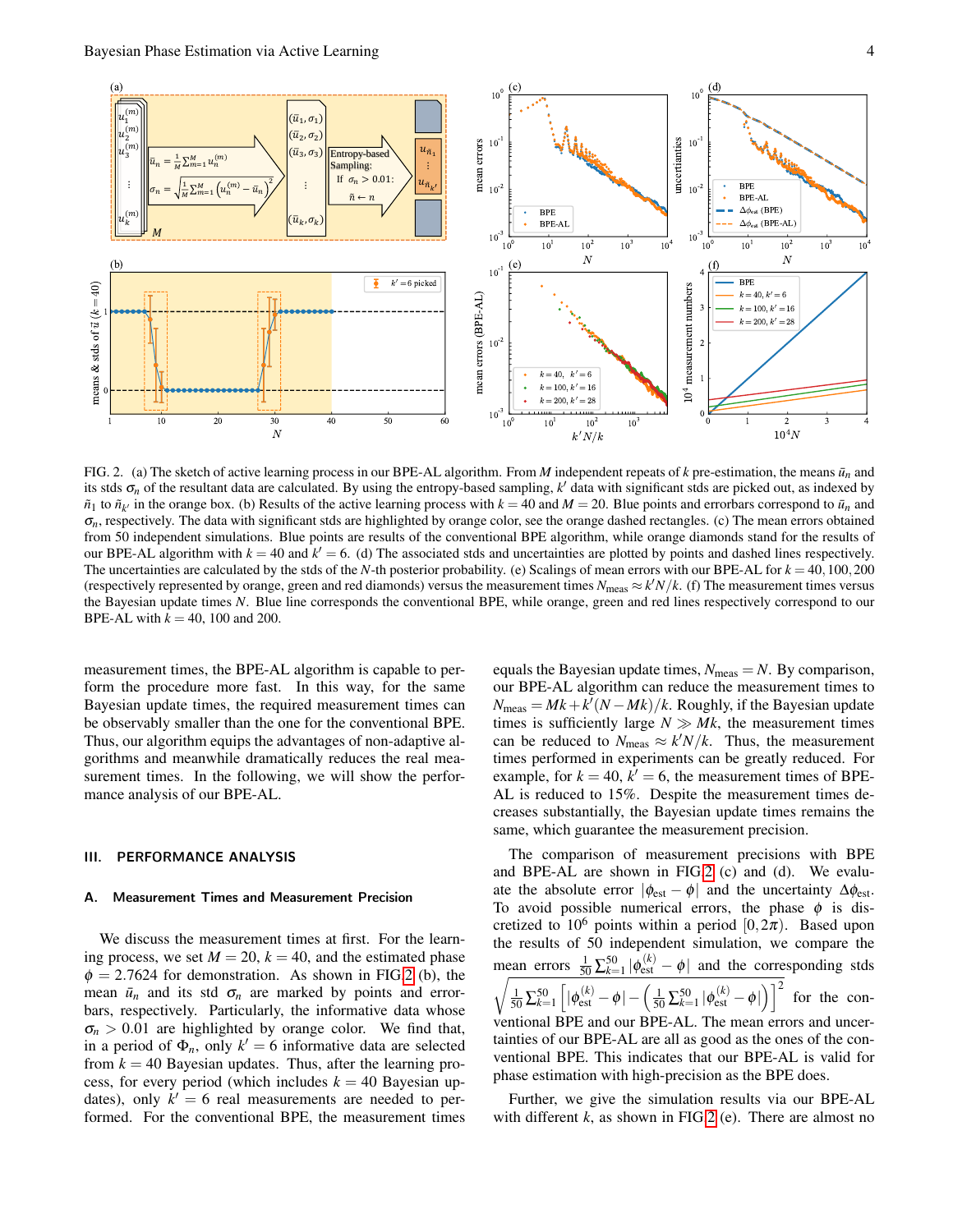FIG. 2. (a) The sketch of active learning process in our BPE-AL algorithm. From $M$ independent repeats of $k$ pre-estimation, the means $\bar{u}_n$ and its stds $\sigma_n$ of the resultant data are calculated. By using the entropy-based sampling, $k'$ data with significant stds are picked out, as indexed by $\tilde{n}_1$ to $\tilde{n}_{k'}$ in the orange box. (b) Results of the active learning process with $k = 40$ and $M = 20$. Blue points and errorbars correspond to $\bar{u}_n$ and $\sigma_n$, respectively. The data with significant stds are highlighted by orange color, see the orange dashed rectangles. (c) The mean errors obtained from 50 independent simulations. Blue points are results of the conventional BPE algorithm, while orange diamonds stand for the results of our BPE-AL algorithm with $k = 40$ and $k' = 6$. (d) The associated stds and uncertainties are plotted by points and dashed lines respectively. The uncertainties are calculated by the stds of the $N$-th posterior probability. (e) Scalings of mean errors with our BPE-AL for $k = 40, 100, 200$ (respectively represented by orange, green and red diamonds) versus the measurement times $N_{\text{meas}} \approx k'N/k$. (f) The measurement times versus the Bayesian update times $N$. Blue line corresponds the conventional BPE, while orange, green and red lines respectively correspond to our BPE-AL with $k = 40$, 100 and 200.

measurement times, the BPE-AL algorithm is capable to perform the procedure more fast. In this way, for the same Bayesian update times, the required measurement times can be observably smaller than the one for the conventional BPE. Thus, our algorithm equips the advantages of non-adaptive algorithms and meanwhile dramatically reduces the real measurement times. In the following, we will show the performance analysis of our BPE-AL.

## III. PERFORMANCE ANALYSIS

### A. Measurement Times and Measurement Precision

We discuss the measurement times at first. For the learning process, we set $M = 20$, $k = 40$, and the estimated phase $\phi = 2.7624$ for demonstration. As shown in FIG 2 (b), the mean $\bar{u}_n$ and its std $\sigma_n$ are marked by points and errorbars, respectively. Particularly, the informative data whose $\sigma_n > 0.01$ are highlighted by orange color. We find that, in a period of $\Phi_n$, only $k' = 6$ informative data are selected from $k = 40$ Bayesian updates. Thus, after the learning process, for every period (which includes $k = 40$ Bayesian updates), only $k' = 6$ real measurements are needed to performed. For the conventional BPE, the measurement times equals the Bayesian update times, $N_{\text{meas}} = N$. By comparison, our BPE-AL algorithm can reduce the measurement times to $N_{\text{meas}} = Mk + k'(N - Mk)/k$. Roughly, if the Bayesian update times is sufficiently large $N \gg Mk$, the measurement times can be reduced to $N_{\text{meas}} \approx k'N/k$. Thus, the measurement times performed in experiments can be greatly reduced. For example, for $k = 40$, $k' = 6$, the measurement times of BPE-AL is reduced to 15%. Despite the measurement times decreases substantially, the Bayesian update times remains the same, which guarantee the measurement precision.

The comparison of measurement precisions with BPE and BPE-AL are shown in FIG 2 (c) and (d). We evaluate the absolute error $|\phi_{\text{est}} - \phi|$ and the uncertainty $\Delta\phi_{\text{est}}$. To avoid possible numerical errors, the phase $\phi$ is discretized to $10^6$ points within a period $[0, 2\pi)$. Based upon the results of 50 independent simulation, we compare the mean errors $\frac{1}{50}\sum_{k=1}^{50} |\phi_{\text{est}}^{(k)} - \phi|$ and the corresponding stds $\sqrt{\frac{1}{50}\sum_{k=1}^{50}\left[|\phi_{\text{est}}^{(k)} - \phi| - \left(\frac{1}{50}\sum_{k=1}^{50}|\phi_{\text{est}}^{(k)} - \phi|\right)\right]^2}$ for the conventional BPE and our BPE-AL. The mean errors and uncertainties of our BPE-AL are all as good as the ones of the conventional BPE. This indicates that our BPE-AL is valid for phase estimation with high-precision as the BPE does.

Further, we give the simulation results via our BPE-AL with different $k$, as shown in FIG 2 (e). There are almost no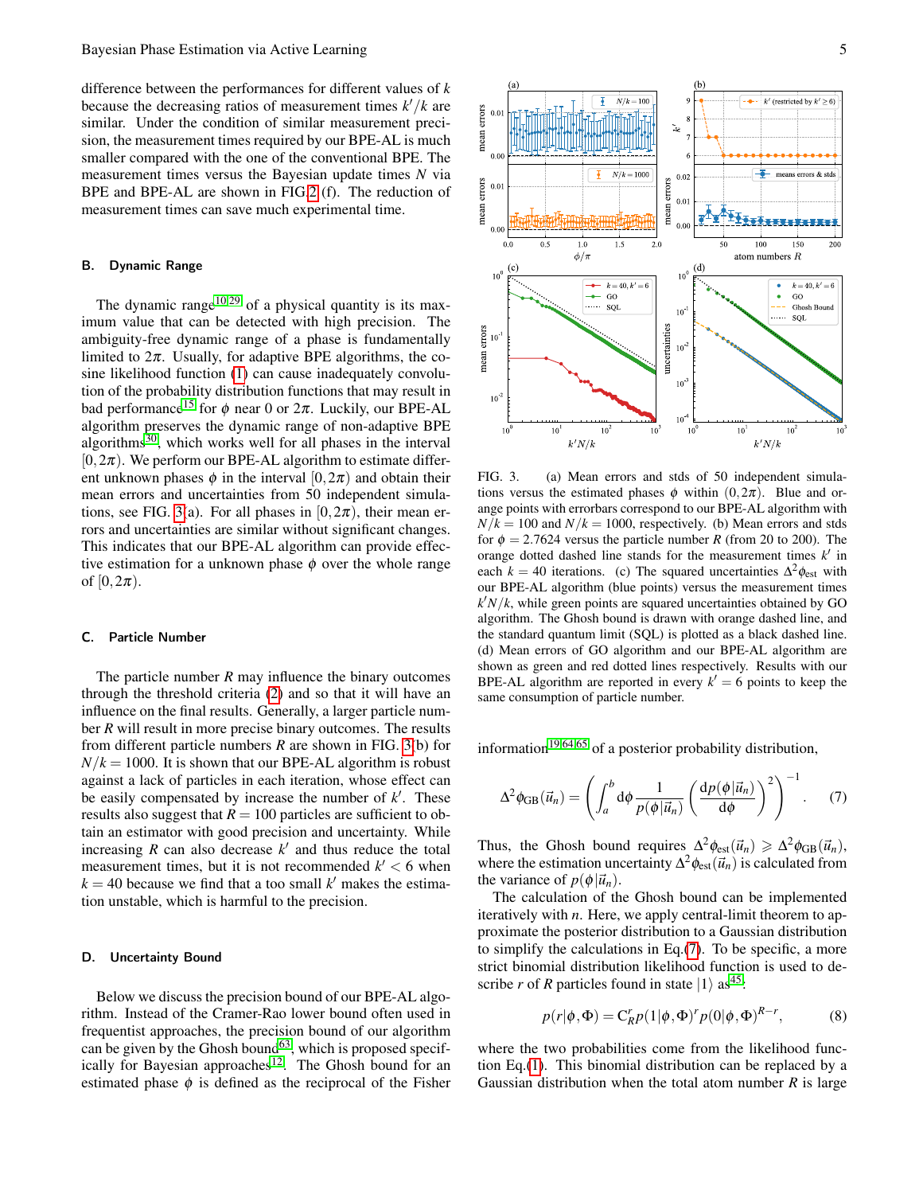difference between the performances for different values of $k$ because the decreasing ratios of measurement times $k'/k$ are similar. Under the condition of similar measurement precision, the measurement times required by our BPE-AL is much smaller compared with the one of the conventional BPE. The measurement times versus the Bayesian update times $N$ via BPE and BPE-AL are shown in FIG.2 (f). The reduction of measurement times can save much experimental time.

### B. Dynamic Range

The dynamic range[10,29] of a physical quantity is its maximum value that can be detected with high precision. The ambiguity-free dynamic range of a phase is fundamentally limited to $2\pi$. Usually, for adaptive BPE algorithms, the cosine likelihood function (1) can cause inadequately convolution of the probability distribution functions that may result in bad performance[15] for $\phi$ near 0 or $2\pi$. Luckily, our BPE-AL algorithm preserves the dynamic range of non-adaptive BPE algorithms[30], which works well for all phases in the interval $[0, 2\pi)$. We perform our BPE-AL algorithm to estimate different unknown phases $\phi$ in the interval $[0, 2\pi)$ and obtain their mean errors and uncertainties from 50 independent simulations, see FIG. 3(a). For all phases in $[0, 2\pi)$, their mean errors and uncertainties are similar without significant changes. This indicates that our BPE-AL algorithm can provide effective estimation for a unknown phase $\phi$ over the whole range of $[0, 2\pi)$.

### C. Particle Number

The particle number $R$ may influence the binary outcomes through the threshold criteria (2) and so that it will have an influence on the final results. Generally, a larger particle number $R$ will result in more precise binary outcomes. The results from different particle numbers $R$ are shown in FIG. 3(b) for $N/k = 1000$. It is shown that our BPE-AL algorithm is robust against a lack of particles in each iteration, whose effect can be easily compensated by increase the number of $k'$. These results also suggest that $R = 100$ particles are sufficient to obtain an estimator with good precision and uncertainty. While increasing $R$ can also decrease $k'$ and thus reduce the total measurement times, but it is not recommended $k' < 6$ when $k = 40$ because we find that a too small $k'$ makes the estimation unstable, which is harmful to the precision.

### D. Uncertainty Bound

Below we discuss the precision bound of our BPE-AL algorithm. Instead of the Cramer-Rao lower bound often used in frequentist approaches, the precision bound of our algorithm can be given by the Ghosh bound[63], which is proposed specifically for Bayesian approaches[12]. The Ghosh bound for an estimated phase $\phi$ is defined as the reciprocal of the Fisher

FIG. 3. (a) Mean errors and stds of 50 independent simulations versus the estimated phases $\phi$ within $(0, 2\pi)$. Blue and orange points with errorbars correspond to our BPE-AL algorithm with $N/k = 100$ and $N/k = 1000$, respectively. (b) Mean errors and stds for $\phi = 2.7624$ versus the particle number $R$ (from 20 to 200). The orange dotted dashed line stands for the measurement times $k'$ in each $k = 40$ iterations. (c) The squared uncertainties $\Delta^2\phi_{\text{est}}$ with our BPE-AL algorithm (blue points) versus the measurement times $k'N/k$, while green points are squared uncertainties obtained by GO algorithm. The Ghosh bound is drawn with orange dashed line, and the standard quantum limit (SQL) is plotted as a black dashed line. (d) Mean errors of GO algorithm and our BPE-AL algorithm are shown as green and red dotted lines respectively. Results with our BPE-AL algorithm are reported in every $k' = 6$ points to keep the same consumption of particle number.

information[19,64,65] of a posterior probability distribution,

$$\Delta^2\phi_{\text{GB}}(\vec{u}_n) = \left( \int_a^b \mathrm{d}\phi \frac{1}{p(\phi|\vec{u}_n)} \left( \frac{\mathrm{d}p(\phi|\vec{u}_n)}{\mathrm{d}\phi} \right)^2 \right)^{-1}. \quad (7)$$

Thus, the Ghosh bound requires $\Delta^2\phi_{\text{est}}(\vec{u}_n) \geqslant \Delta^2\phi_{\text{GB}}(\vec{u}_n)$, where the estimation uncertainty $\Delta^2\phi_{\text{est}}(\vec{u}_n)$ is calculated from the variance of $p(\phi|\vec{u}_n)$.

The calculation of the Ghosh bound can be implemented iteratively with $n$. Here, we apply central-limit theorem to approximate the posterior distribution to a Gaussian distribution to simplify the calculations in Eq.(7). To be specific, a more strict binomial distribution likelihood function is used to describe $r$ of $R$ particles found in state $|1\rangle$ as[45]:

$$p(r|\phi, \Phi) = \mathrm{C}_R^r p(1|\phi, \Phi)^r p(0|\phi, \Phi)^{R-r}, \quad (8)$$

where the two probabilities come from the likelihood function Eq.(1). This binomial distribution can be replaced by a Gaussian distribution when the total atom number $R$ is large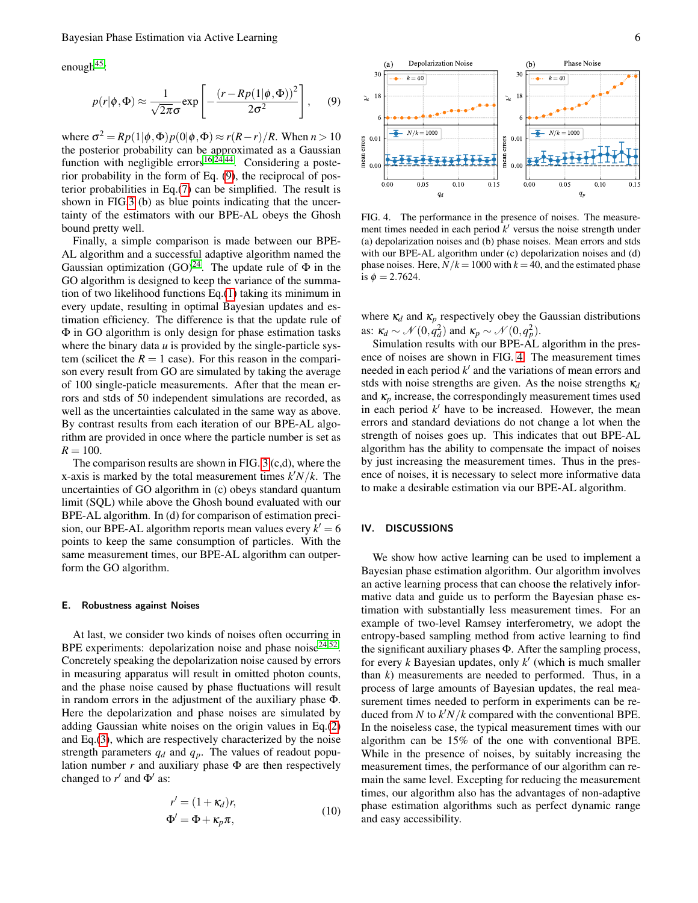enough[45].

$$p(r|\phi,\Phi) \approx \frac{1}{\sqrt{2\pi}\sigma}\exp\left[-\frac{(r - Rp(1|\phi,\Phi))^2}{2\sigma^2}\right], \quad (9)$$

where $\sigma^2 = Rp(1|\phi,\Phi)p(0|\phi,\Phi) \approx r(R-r)/R$. When $n > 10$ the posterior probability can be approximated as a Gaussian function with negligible errors[16,24,44]. Considering a posterior probability in the form of Eq. (9), the reciprocal of posterior probabilities in Eq.(7) can be simplified. The result is shown in FIG.3 (b) as blue points indicating that the uncertainty of the estimators with our BPE-AL obeys the Ghosh bound pretty well.

Finally, a simple comparison is made between our BPE-AL algorithm and a successful adaptive algorithm named the Gaussian optimization (GO)[24]. The update rule of $\Phi$ in the GO algorithm is designed to keep the variance of the summation of two likelihood functions Eq.(1) taking its minimum in every update, resulting in optimal Bayesian updates and estimation efficiency. The difference is that the update rule of $\Phi$ in GO algorithm is only design for phase estimation tasks where the binary data $u$ is provided by the single-particle system (scilicet the $R = 1$ case). For this reason in the comparison every result from GO are simulated by taking the average of 100 single-paticle measurements. After that the mean errors and stds of 50 independent simulations are recorded, as well as the uncertainties calculated in the same way as above. By contrast results from each iteration of our BPE-AL algorithm are provided in once where the particle number is set as $R = 100$.

The comparison results are shown in FIG.3(c,d), where the x-axis is marked by the total measurement times $k'N/k$. The uncertainties of GO algorithm in (c) obeys standard quantum limit (SQL) while above the Ghosh bound evaluated with our BPE-AL algorithm. In (d) for comparison of estimation precision, our BPE-AL algorithm reports mean values every $k' = 6$ points to keep the same consumption of particles. With the same measurement times, our BPE-AL algorithm can outperform the GO algorithm.

### E. Robustness against Noises

At last, we consider two kinds of noises often occurring in BPE experiments: depolarization noise and phase noise[24,52]. Concretely speaking the depolarization noise caused by errors in measuring apparatus will result in omitted photon counts, and the phase noise caused by phase fluctuations will result in random errors in the adjustment of the auxiliary phase $\Phi$. Here the depolarization and phase noises are simulated by adding Gaussian white noises on the origin values in Eq.(2) and Eq.(3), which are respectively characterized by the noise strength parameters $q_d$ and $q_p$. The values of readout population number $r$ and auxiliary phase $\Phi$ are then respectively changed to $r'$ and $\Phi'$ as:

$$\begin{aligned} r' &= (1+\kappa_d)r, \\ \Phi' &= \Phi + \kappa_p \pi, \end{aligned} \quad (10)$$

FIG. 4. The performance in the presence of noises. The measurement times needed in each period $k'$ versus the noise strength under (a) depolarization noises and (b) phase noises. Mean errors and stds with our BPE-AL algorithm under (c) depolarization noises and (d) phase noises. Here, $N/k = 1000$ with $k = 40$, and the estimated phase is $\phi = 2.7624$.

where $\kappa_d$ and $\kappa_p$ respectively obey the Gaussian distributions as: $\kappa_d \sim \mathcal{N}(0,q_d^2)$ and $\kappa_p \sim \mathcal{N}(0,q_p^2)$.

Simulation results with our BPE-AL algorithm in the presence of noises are shown in FIG. 4. The measurement times needed in each period $k'$ and the variations of mean errors and stds with noise strengths are given. As the noise strengths $\kappa_d$ and $\kappa_p$ increase, the correspondingly measurement times used in each period $k'$ have to be increased. However, the mean errors and standard deviations do not change a lot when the strength of noises goes up. This indicates that out BPE-AL algorithm has the ability to compensate the impact of noises by just increasing the measurement times. Thus in the presence of noises, it is necessary to select more informative data to make a desirable estimation via our BPE-AL algorithm.

## IV. DISCUSSIONS

We show how active learning can be used to implement a Bayesian phase estimation algorithm. Our algorithm involves an active learning process that can choose the relatively informative data and guide us to perform the Bayesian phase estimation with substantially less measurement times. For an example of two-level Ramsey interferometry, we adopt the entropy-based sampling method from active learning to find the significant auxiliary phases $\Phi$. After the sampling process, for every $k$ Bayesian updates, only $k'$ (which is much smaller than $k$) measurements are needed to performed. Thus, in a process of large amounts of Bayesian updates, the real measurement times needed to perform in experiments can be reduced from $N$ to $k'N/k$ compared with the conventional BPE. In the noiseless case, the typical measurement times with our algorithm can be 15% of the one with conventional BPE. While in the presence of noises, by suitably increasing the measurement times, the performance of our algorithm can remain the same level. Excepting for reducing the measurement times, our algorithm also has the advantages of non-adaptive phase estimation algorithms such as perfect dynamic range and easy accessibility.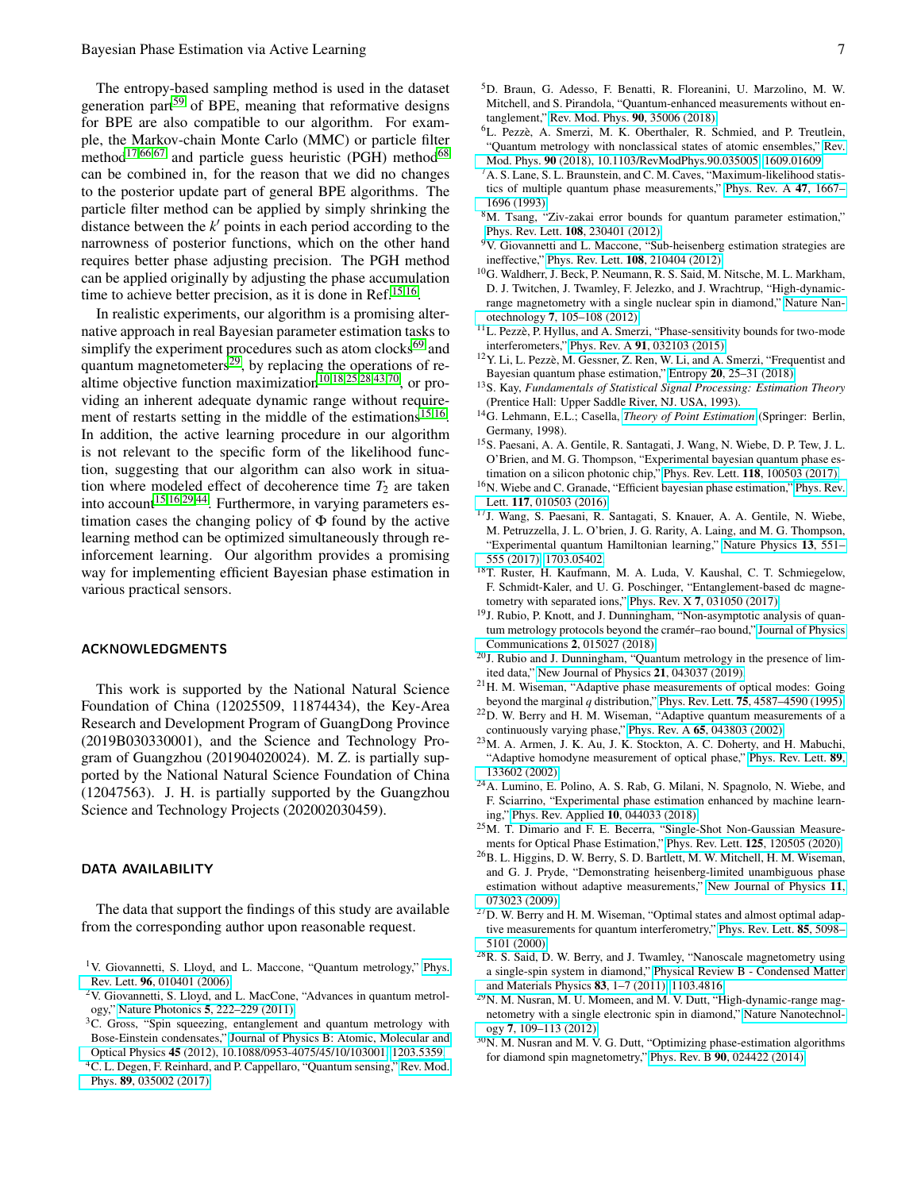The entropy-based sampling method is used in the dataset generation part[59] of BPE, meaning that reformative designs for BPE are also compatible to our algorithm. For example, the Markov-chain Monte Carlo (MMC) or particle filter method[17,66,67] and particle guess heuristic (PGH) method[68] can be combined in, for the reason that we did no changes to the posterior update part of general BPE algorithms. The particle filter method can be applied by simply shrinking the distance between the $k'$ points in each period according to the narrowness of posterior functions, which on the other hand requires better phase adjusting precision. The PGH method can be applied originally by adjusting the phase accumulation time to achieve better precision, as it is done in Ref.[15,16].

In realistic experiments, our algorithm is a promising alternative approach in real Bayesian parameter estimation tasks to simplify the experiment procedures such as atom clocks[69] and quantum magnetometers[29], by replacing the operations of realtime objective function maximization[10,18,25,28,43,70], or providing an inherent adequate dynamic range without requirement of restarts setting in the middle of the estimations[15,16]. In addition, the active learning procedure in our algorithm is not relevant to the specific form of the likelihood function, suggesting that our algorithm can also work in situation where modeled effect of decoherence time $T_2$ are taken into account[15,16,29,44]. Furthermore, in varying parameters estimation cases the changing policy of $\Phi$ found by the active learning method can be optimized simultaneously through reinforcement learning. Our algorithm provides a promising way for implementing efficient Bayesian phase estimation in various practical sensors.

## ACKNOWLEDGMENTS

This work is supported by the National Natural Science Foundation of China (12025509, 11874434), the Key-Area Research and Development Program of GuangDong Province (2019B030330001), and the Science and Technology Program of Guangzhou (201904020024). M. Z. is partially supported by the National Natural Science Foundation of China (12047563). J. H. is partially supported by the Guangzhou Science and Technology Projects (202002030459).

## DATA AVAILABILITY

The data that support the findings of this study are available from the corresponding author upon reasonable request.

[1] V. Giovannetti, S. Lloyd, and L. Maccone, "Quantum metrology," Phys. Rev. Lett. **96**, 010401 (2006).

[2] V. Giovannetti, S. Lloyd, and L. MacCone, "Advances in quantum metrology," Nature Photonics **5**, 222–229 (2011).

[3] C. Gross, "Spin squeezing, entanglement and quantum metrology with Bose-Einstein condensates," Journal of Physics B: Atomic, Molecular and Optical Physics **45** (2012), 10.1088/0953-4075/45/10/103001, 1203.5359.

[4] C. L. Degen, F. Reinhard, and P. Cappellaro, "Quantum sensing," Rev. Mod. Phys. **89**, 035002 (2017).

[5] D. Braun, G. Adesso, F. Benatti, R. Floreanini, U. Marzolino, M. W. Mitchell, and S. Pirandola, "Quantum-enhanced measurements without entanglement," Rev. Mod. Phys. **90**, 35006 (2018).

[6] L. Pezzè, A. Smerzi, M. K. Oberthaler, R. Schmied, and P. Treutlein, "Quantum metrology with nonclassical states of atomic ensembles," Rev. Mod. Phys. **90** (2018), 10.1103/RevModPhys.90.035005, 1609.01609.

[7] A. S. Lane, S. L. Braunstein, and C. M. Caves, "Maximum-likelihood statistics of multiple quantum phase measurements," Phys. Rev. A **47**, 1667–1696 (1993).

[8] M. Tsang, "Ziv-zakai error bounds for quantum parameter estimation," Phys. Rev. Lett. **108**, 230401 (2012).

[9] V. Giovannetti and L. Maccone, "Sub-heisenberg estimation strategies are ineffective," Phys. Rev. Lett. **108**, 210404 (2012).

[10] G. Waldherr, J. Beck, P. Neumann, R. S. Said, M. Nitsche, M. L. Markham, D. J. Twitchen, J. Twamley, F. Jelezko, and J. Wrachtrup, "High-dynamic-range magnetometry with a single nuclear spin in diamond," Nature Nanotechnology **7**, 105–108 (2012).

[11] L. Pezzè, P. Hyllus, and A. Smerzi, "Phase-sensitivity bounds for two-mode interferometers," Phys. Rev. A **91**, 032103 (2015).

[12] Y. Li, L. Pezzè, M. Gessner, Z. Ren, W. Li, and A. Smerzi, "Frequentist and Bayesian quantum phase estimation," Entropy **20**, 25–31 (2018).

[13] S. Kay, *Fundamentals of Statistical Signal Processing: Estimation Theory* (Prentice Hall: Upper Saddle River, NJ. USA, 1993).

[14] G. Lehmann, E.L.; Casella, *Theory of Point Estimation* (Springer: Berlin, Germany, 1998).

[15] S. Paesani, A. A. Gentile, R. Santagati, J. Wang, N. Wiebe, D. P. Tew, J. L. O'Brien, and M. G. Thompson, "Experimental bayesian quantum phase estimation on a silicon photonic chip," Phys. Rev. Lett. **118**, 100503 (2017).

[16] N. Wiebe and C. Granade, "Efficient bayesian phase estimation," Phys. Rev. Lett. **117**, 010503 (2016).

[17] J. Wang, S. Paesani, R. Santagati, S. Knauer, A. A. Gentile, N. Wiebe, M. Petruzzella, J. L. O'brien, J. G. Rarity, A. Laing, and M. G. Thompson, "Experimental quantum Hamiltonian learning," Nature Physics **13**, 551–555 (2017), 1703.05402.

[18] T. Ruster, H. Kaufmann, M. A. Luda, V. Kaushal, C. T. Schmiegelow, F. Schmidt-Kaler, and U. G. Poschinger, "Entanglement-based dc magnetometry with separated ions," Phys. Rev. X **7**, 031050 (2017).

[19] J. Rubio, P. Knott, and J. Dunningham, "Non-asymptotic analysis of quantum metrology protocols beyond the cramér–rao bound," Journal of Physics Communications **2**, 015027 (2018).

[20] J. Rubio and J. Dunningham, "Quantum metrology in the presence of limited data," New Journal of Physics **21**, 043037 (2019).

[21] H. M. Wiseman, "Adaptive phase measurements of optical modes: Going beyond the marginal $q$ distribution," Phys. Rev. Lett. **75**, 4587–4590 (1995).

[22] D. W. Berry and H. M. Wiseman, "Adaptive quantum measurements of a continuously varying phase," Phys. Rev. A **65**, 043803 (2002).

[23] M. A. Armen, J. K. Au, J. K. Stockton, A. C. Doherty, and H. Mabuchi, "Adaptive homodyne measurement of optical phase," Phys. Rev. Lett. **89**, 133602 (2002).

[24] A. Lumino, E. Polino, A. S. Rab, G. Milani, N. Spagnolo, N. Wiebe, and F. Sciarrino, "Experimental phase estimation enhanced by machine learning," Phys. Rev. Applied **10**, 044033 (2018).

[25] M. T. Dimario and F. E. Becerra, "Single-Shot Non-Gaussian Measurements for Optical Phase Estimation," Phys. Rev. Lett. **125**, 120505 (2020).

[26] B. L. Higgins, D. W. Berry, S. D. Bartlett, M. W. Mitchell, H. M. Wiseman, and G. J. Pryde, "Demonstrating heisenberg-limited unambiguous phase estimation without adaptive measurements," New Journal of Physics **11**, 073023 (2009).

[27] D. W. Berry and H. M. Wiseman, "Optimal states and almost optimal adaptive measurements for quantum interferometry," Phys. Rev. Lett. **85**, 5098–5101 (2000).

[28] R. S. Said, D. W. Berry, and J. Twamley, "Nanoscale magnetometry using a single-spin system in diamond," Physical Review B - Condensed Matter and Materials Physics **83**, 1–7 (2011), 1103.4816.

[29] N. M. Nusran, M. U. Momeen, and M. V. Dutt, "High-dynamic-range magnetometry with a single electronic spin in diamond," Nature Nanotechnology **7**, 109–113 (2012).

[30] N. M. Nusran and M. V. G. Dutt, "Optimizing phase-estimation algorithms for diamond spin magnetometry," Phys. Rev. B **90**, 024422 (2014).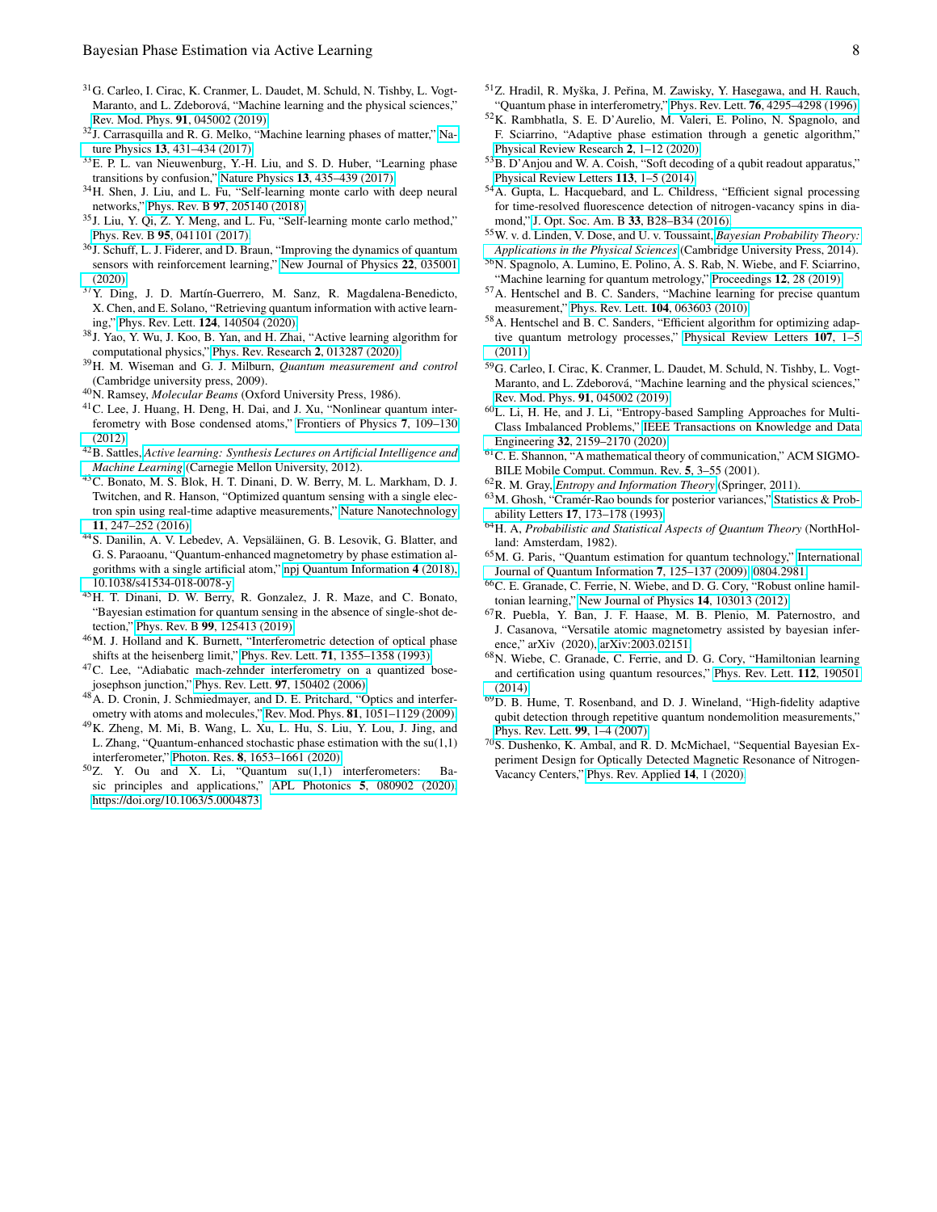[31] G. Carleo, I. Cirac, K. Cranmer, L. Daudet, M. Schuld, N. Tishby, L. Vogt-Maranto, and L. Zdeborová, "Machine learning and the physical sciences," Rev. Mod. Phys. **91**, 045002 (2019).

[32] J. Carrasquilla and R. G. Melko, "Machine learning phases of matter," Nature Physics **13**, 431–434 (2017).

[33] E. P. L. van Nieuwenburg, Y.-H. Liu, and S. D. Huber, "Learning phase transitions by confusion," Nature Physics **13**, 435–439 (2017).

[34] H. Shen, J. Liu, and L. Fu, "Self-learning monte carlo with deep neural networks," Phys. Rev. B **97**, 205140 (2018).

[35] J. Liu, Y. Qi, Z. Y. Meng, and L. Fu, "Self-learning monte carlo method," Phys. Rev. B **95**, 041101 (2017).

[36] J. Schuff, L. J. Fiderer, and D. Braun, "Improving the dynamics of quantum sensors with reinforcement learning," New Journal of Physics **22**, 035001 (2020).

[37] Y. Ding, J. D. Martín-Guerrero, M. Sanz, R. Magdalena-Benedicto, X. Chen, and E. Solano, "Retrieving quantum information with active learning," Phys. Rev. Lett. **124**, 140504 (2020).

[38] J. Yao, Y. Wu, J. Koo, B. Yan, and H. Zhai, "Active learning algorithm for computational physics," Phys. Rev. Research **2**, 013287 (2020).

[39] H. M. Wiseman and G. J. Milburn, *Quantum measurement and control* (Cambridge university press, 2009).

[40] N. Ramsey, *Molecular Beams* (Oxford University Press, 1986).

[41] C. Lee, J. Huang, H. Deng, H. Dai, and J. Xu, "Nonlinear quantum interferometry with Bose condensed atoms," Frontiers of Physics **7**, 109–130 (2012).

[42] B. Sattles, *Active learning: Synthesis Lectures on Artificial Intelligence and Machine Learning* (Carnegie Mellon University, 2012).

[43] C. Bonato, M. S. Blok, H. T. Dinani, D. W. Berry, M. L. Markham, D. J. Twitchen, and R. Hanson, "Optimized quantum sensing with a single electron spin using real-time adaptive measurements," Nature Nanotechnology **11**, 247–252 (2016).

[44] S. Danilin, A. V. Lebedev, A. Vepsäläinen, G. B. Lesovik, G. Blatter, and G. S. Paraoanu, "Quantum-enhanced magnetometry by phase estimation algorithms with a single artificial atom," npj Quantum Information **4** (2018), 10.1038/s41534-018-0078-y.

[45] H. T. Dinani, D. W. Berry, R. Gonzalez, J. R. Maze, and C. Bonato, "Bayesian estimation for quantum sensing in the absence of single-shot detection," Phys. Rev. B **99**, 125413 (2019).

[46] M. J. Holland and K. Burnett, "Interferometric detection of optical phase shifts at the heisenberg limit," Phys. Rev. Lett. **71**, 1355–1358 (1993).

[47] C. Lee, "Adiabatic mach-zehnder interferometry on a quantized bose-josephson junction," Phys. Rev. Lett. **97**, 150402 (2006).

[48] A. D. Cronin, J. Schmiedmayer, and D. E. Pritchard, "Optics and interferometry with atoms and molecules," Rev. Mod. Phys. **81**, 1051–1129 (2009).

[49] K. Zheng, M. Mi, B. Wang, L. Xu, L. Hu, S. Liu, Y. Lou, J. Jing, and L. Zhang, "Quantum-enhanced stochastic phase estimation with the su(1,1) interferometer," Photon. Res. **8**, 1653–1661 (2020).

[50] Z. Y. Ou and X. Li, "Quantum su(1,1) interferometers: Basic principles and applications," APL Photonics **5**, 080902 (2020), https://doi.org/10.1063/5.0004873.

[51] Z. Hradil, R. Myška, J. Peřina, M. Zawisky, Y. Hasegawa, and H. Rauch, "Quantum phase in interferometry," Phys. Rev. Lett. **76**, 4295–4298 (1996).

[52] K. Rambhatla, S. E. D'Aurelio, M. Valeri, E. Polino, N. Spagnolo, and F. Sciarrino, "Adaptive phase estimation through a genetic algorithm," Physical Review Research **2**, 1–12 (2020).

[53] B. D'Anjou and W. A. Coish, "Soft decoding of a qubit readout apparatus," Physical Review Letters **113**, 1–5 (2014).

[54] A. Gupta, L. Hacquebard, and L. Childress, "Efficient signal processing for time-resolved fluorescence detection of nitrogen-vacancy spins in diamond," J. Opt. Soc. Am. B **33**, B28–B34 (2016).

[55] W. v. d. Linden, V. Dose, and U. v. Toussaint, *Bayesian Probability Theory: Applications in the Physical Sciences* (Cambridge University Press, 2014).

[56] N. Spagnolo, A. Lumino, E. Polino, A. S. Rab, N. Wiebe, and F. Sciarrino, "Machine learning for quantum metrology," Proceedings **12**, 28 (2019).

[57] A. Hentschel and B. C. Sanders, "Machine learning for precise quantum measurement," Phys. Rev. Lett. **104**, 063603 (2010).

[58] A. Hentschel and B. C. Sanders, "Efficient algorithm for optimizing adaptive quantum metrology processes," Physical Review Letters **107**, 1–5 (2011).

[59] G. Carleo, I. Cirac, K. Cranmer, L. Daudet, M. Schuld, N. Tishby, L. Vogt-Maranto, and L. Zdeborová, "Machine learning and the physical sciences," Rev. Mod. Phys. **91**, 045002 (2019).

[60] L. Li, H. He, and J. Li, "Entropy-based Sampling Approaches for Multi-Class Imbalanced Problems," IEEE Transactions on Knowledge and Data Engineering **32**, 2159–2170 (2020).

[61] C. E. Shannon, "A mathematical theory of communication," ACM SIGMOBILE Mobile Comput. Commun. Rev. **5**, 3–55 (2001).

[62] R. M. Gray, *Entropy and Information Theory* (Springer, 2011).

[63] M. Ghosh, "Cramér-Rao bounds for posterior variances," Statistics & Probability Letters **17**, 173–178 (1993).

[64] H. A, *Probabilistic and Statistical Aspects of Quantum Theory* (NorthHolland: Amsterdam, 1982).

[65] M. G. Paris, "Quantum estimation for quantum technology," International Journal of Quantum Information **7**, 125–137 (2009), 0804.2981.

[66] C. E. Granade, C. Ferrie, N. Wiebe, and D. G. Cory, "Robust online hamiltonian learning," New Journal of Physics **14**, 103013 (2012).

[67] R. Puebla, Y. Ban, J. F. Haase, M. B. Plenio, M. Paternostro, and J. Casanova, "Versatile atomic magnetometry assisted by bayesian inference," arXiv (2020), arXiv:2003.02151.

[68] N. Wiebe, C. Granade, C. Ferrie, and D. G. Cory, "Hamiltonian learning and certification using quantum resources," Phys. Rev. Lett. **112**, 190501 (2014).

[69] D. B. Hume, T. Rosenband, and D. J. Wineland, "High-fidelity adaptive qubit detection through repetitive quantum nondemolition measurements," Phys. Rev. Lett. **99**, 1–4 (2007).

[70] S. Dushenko, K. Ambal, and R. D. McMichael, "Sequential Bayesian Experiment Design for Optically Detected Magnetic Resonance of Nitrogen-Vacancy Centers," Phys. Rev. Applied **14**, 1 (2020).